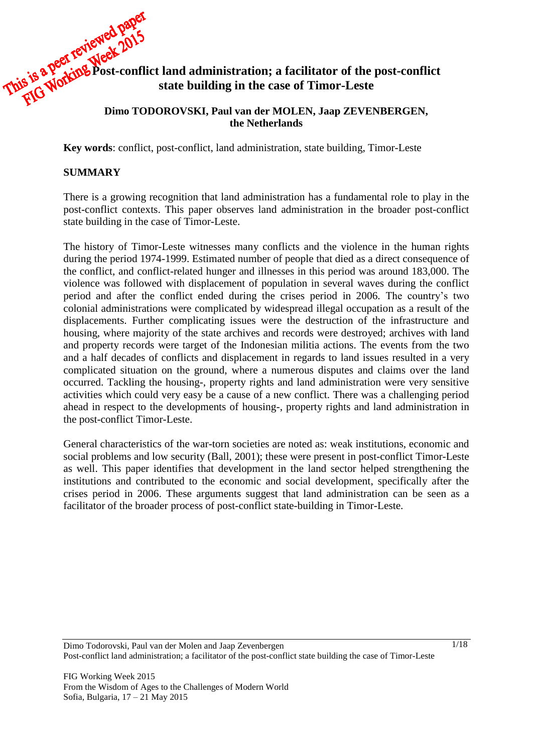This is a peer reviewed paper
FIG Working Week 2015

# Post-conflict land administration; a facilitator of the post-conflict state building in the case of Timor-Leste

**Dimo TODOROVSKI, Paul van der MOLEN, Jaap ZEVENBERGEN, the Netherlands**

**Key words**: conflict, post-conflict, land administration, state building, Timor-Leste

## SUMMARY

There is a growing recognition that land administration has a fundamental role to play in the post-conflict contexts. This paper observes land administration in the broader post-conflict state building in the case of Timor-Leste.

The history of Timor-Leste witnesses many conflicts and the violence in the human rights during the period 1974-1999. Estimated number of people that died as a direct consequence of the conflict, and conflict-related hunger and illnesses in this period was around 183,000. The violence was followed with displacement of population in several waves during the conflict period and after the conflict ended during the crises period in 2006. The country's two colonial administrations were complicated by widespread illegal occupation as a result of the displacements. Further complicating issues were the destruction of the infrastructure and housing, where majority of the state archives and records were destroyed; archives with land and property records were target of the Indonesian militia actions. The events from the two and a half decades of conflicts and displacement in regards to land issues resulted in a very complicated situation on the ground, where a numerous disputes and claims over the land occurred. Tackling the housing-, property rights and land administration were very sensitive activities which could very easy be a cause of a new conflict. There was a challenging period ahead in respect to the developments of housing-, property rights and land administration in the post-conflict Timor-Leste.

General characteristics of the war-torn societies are noted as: weak institutions, economic and social problems and low security (Ball, 2001); these were present in post-conflict Timor-Leste as well. This paper identifies that development in the land sector helped strengthening the institutions and contributed to the economic and social development, specifically after the crises period in 2006. These arguments suggest that land administration can be seen as a facilitator of the broader process of post-conflict state-building in Timor-Leste.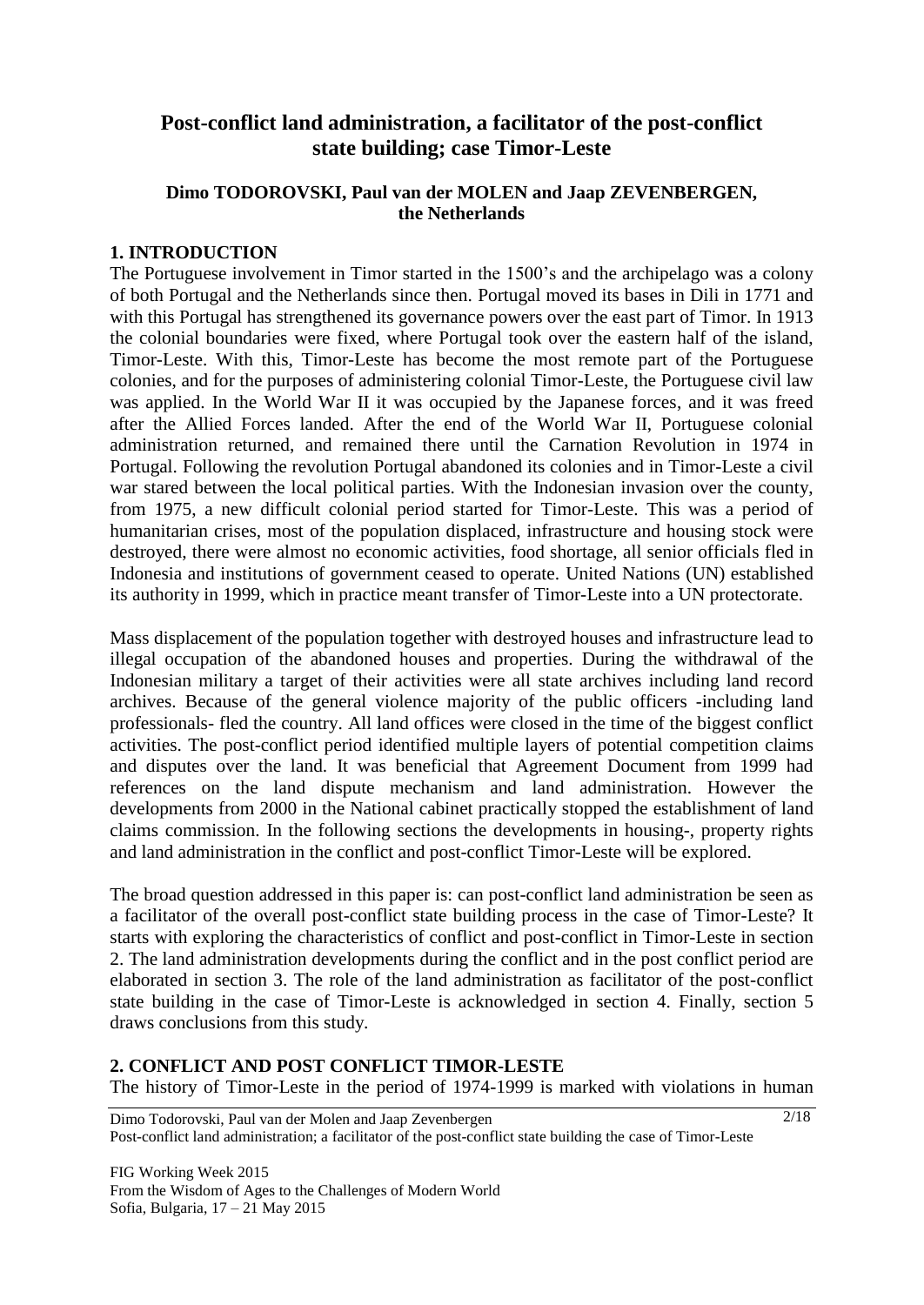# Post-conflict land administration, a facilitator of the post-conflict state building; case Timor-Leste

**Dimo TODOROVSKI, Paul van der MOLEN and Jaap ZEVENBERGEN, the Netherlands**

## 1. INTRODUCTION

The Portuguese involvement in Timor started in the 1500's and the archipelago was a colony of both Portugal and the Netherlands since then. Portugal moved its bases in Dili in 1771 and with this Portugal has strengthened its governance powers over the east part of Timor. In 1913 the colonial boundaries were fixed, where Portugal took over the eastern half of the island, Timor-Leste. With this, Timor-Leste has become the most remote part of the Portuguese colonies, and for the purposes of administering colonial Timor-Leste, the Portuguese civil law was applied. In the World War II it was occupied by the Japanese forces, and it was freed after the Allied Forces landed. After the end of the World War II, Portuguese colonial administration returned, and remained there until the Carnation Revolution in 1974 in Portugal. Following the revolution Portugal abandoned its colonies and in Timor-Leste a civil war stared between the local political parties. With the Indonesian invasion over the county, from 1975, a new difficult colonial period started for Timor-Leste. This was a period of humanitarian crises, most of the population displaced, infrastructure and housing stock were destroyed, there were almost no economic activities, food shortage, all senior officials fled in Indonesia and institutions of government ceased to operate. United Nations (UN) established its authority in 1999, which in practice meant transfer of Timor-Leste into a UN protectorate.

Mass displacement of the population together with destroyed houses and infrastructure lead to illegal occupation of the abandoned houses and properties. During the withdrawal of the Indonesian military a target of their activities were all state archives including land record archives. Because of the general violence majority of the public officers -including land professionals- fled the country. All land offices were closed in the time of the biggest conflict activities. The post-conflict period identified multiple layers of potential competition claims and disputes over the land. It was beneficial that Agreement Document from 1999 had references on the land dispute mechanism and land administration. However the developments from 2000 in the National cabinet practically stopped the establishment of land claims commission. In the following sections the developments in housing-, property rights and land administration in the conflict and post-conflict Timor-Leste will be explored.

The broad question addressed in this paper is: can post-conflict land administration be seen as a facilitator of the overall post-conflict state building process in the case of Timor-Leste? It starts with exploring the characteristics of conflict and post-conflict in Timor-Leste in section 2. The land administration developments during the conflict and in the post conflict period are elaborated in section 3. The role of the land administration as facilitator of the post-conflict state building in the case of Timor-Leste is acknowledged in section 4. Finally, section 5 draws conclusions from this study.

## 2. CONFLICT AND POST CONFLICT TIMOR-LESTE

The history of Timor-Leste in the period of 1974-1999 is marked with violations in human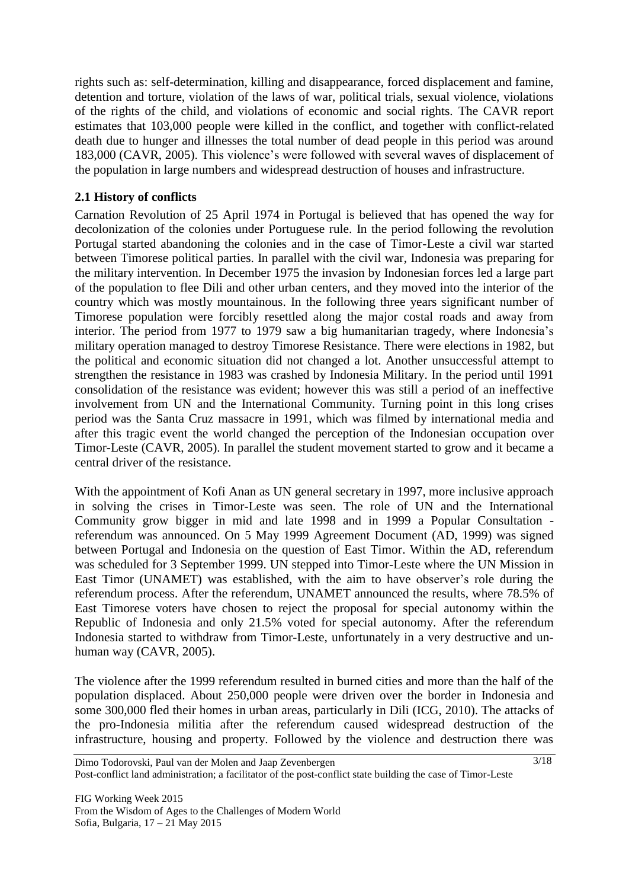rights such as: self-determination, killing and disappearance, forced displacement and famine, detention and torture, violation of the laws of war, political trials, sexual violence, violations of the rights of the child, and violations of economic and social rights. The CAVR report estimates that 103,000 people were killed in the conflict, and together with conflict-related death due to hunger and illnesses the total number of dead people in this period was around 183,000 (CAVR, 2005). This violence's were followed with several waves of displacement of the population in large numbers and widespread destruction of houses and infrastructure.

## 2.1 History of conflicts

Carnation Revolution of 25 April 1974 in Portugal is believed that has opened the way for decolonization of the colonies under Portuguese rule. In the period following the revolution Portugal started abandoning the colonies and in the case of Timor-Leste a civil war started between Timorese political parties. In parallel with the civil war, Indonesia was preparing for the military intervention. In December 1975 the invasion by Indonesian forces led a large part of the population to flee Dili and other urban centers, and they moved into the interior of the country which was mostly mountainous. In the following three years significant number of Timorese population were forcibly resettled along the major costal roads and away from interior. The period from 1977 to 1979 saw a big humanitarian tragedy, where Indonesia's military operation managed to destroy Timorese Resistance. There were elections in 1982, but the political and economic situation did not changed a lot. Another unsuccessful attempt to strengthen the resistance in 1983 was crashed by Indonesia Military. In the period until 1991 consolidation of the resistance was evident; however this was still a period of an ineffective involvement from UN and the International Community. Turning point in this long crises period was the Santa Cruz massacre in 1991, which was filmed by international media and after this tragic event the world changed the perception of the Indonesian occupation over Timor-Leste (CAVR, 2005). In parallel the student movement started to grow and it became a central driver of the resistance.

With the appointment of Kofi Anan as UN general secretary in 1997, more inclusive approach in solving the crises in Timor-Leste was seen. The role of UN and the International Community grow bigger in mid and late 1998 and in 1999 a Popular Consultation - referendum was announced. On 5 May 1999 Agreement Document (AD, 1999) was signed between Portugal and Indonesia on the question of East Timor. Within the AD, referendum was scheduled for 3 September 1999. UN stepped into Timor-Leste where the UN Mission in East Timor (UNAMET) was established, with the aim to have observer's role during the referendum process. After the referendum, UNAMET announced the results, where 78.5% of East Timorese voters have chosen to reject the proposal for special autonomy within the Republic of Indonesia and only 21.5% voted for special autonomy. After the referendum Indonesia started to withdraw from Timor-Leste, unfortunately in a very destructive and un-human way (CAVR, 2005).

The violence after the 1999 referendum resulted in burned cities and more than the half of the population displaced. About 250,000 people were driven over the border in Indonesia and some 300,000 fled their homes in urban areas, particularly in Dili (ICG, 2010). The attacks of the pro-Indonesia militia after the referendum caused widespread destruction of the infrastructure, housing and property. Followed by the violence and destruction there was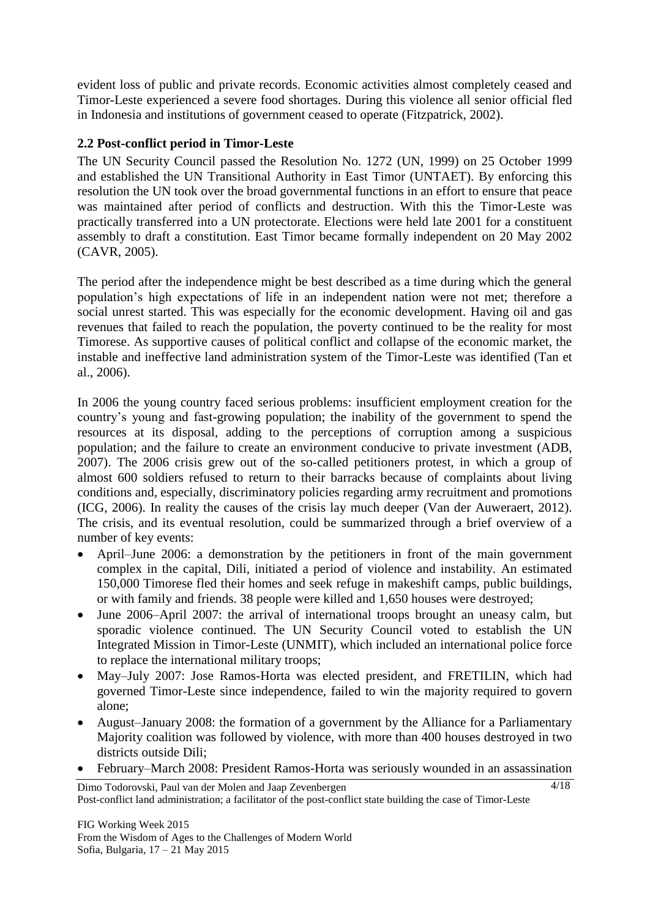evident loss of public and private records. Economic activities almost completely ceased and Timor-Leste experienced a severe food shortages. During this violence all senior official fled in Indonesia and institutions of government ceased to operate (Fitzpatrick, 2002).

### 2.2 Post-conflict period in Timor-Leste

The UN Security Council passed the Resolution No. 1272 (UN, 1999) on 25 October 1999 and established the UN Transitional Authority in East Timor (UNTAET). By enforcing this resolution the UN took over the broad governmental functions in an effort to ensure that peace was maintained after period of conflicts and destruction. With this the Timor-Leste was practically transferred into a UN protectorate. Elections were held late 2001 for a constituent assembly to draft a constitution. East Timor became formally independent on 20 May 2002 (CAVR, 2005).

The period after the independence might be best described as a time during which the general population's high expectations of life in an independent nation were not met; therefore a social unrest started. This was especially for the economic development. Having oil and gas revenues that failed to reach the population, the poverty continued to be the reality for most Timorese. As supportive causes of political conflict and collapse of the economic market, the instable and ineffective land administration system of the Timor-Leste was identified (Tan et al., 2006).

In 2006 the young country faced serious problems: insufficient employment creation for the country's young and fast-growing population; the inability of the government to spend the resources at its disposal, adding to the perceptions of corruption among a suspicious population; and the failure to create an environment conducive to private investment (ADB, 2007). The 2006 crisis grew out of the so-called petitioners protest, in which a group of almost 600 soldiers refused to return to their barracks because of complaints about living conditions and, especially, discriminatory policies regarding army recruitment and promotions (ICG, 2006). In reality the causes of the crisis lay much deeper (Van der Auweraert, 2012). The crisis, and its eventual resolution, could be summarized through a brief overview of a number of key events:

- April–June 2006: a demonstration by the petitioners in front of the main government complex in the capital, Dili, initiated a period of violence and instability. An estimated 150,000 Timorese fled their homes and seek refuge in makeshift camps, public buildings, or with family and friends. 38 people were killed and 1,650 houses were destroyed;
- June 2006–April 2007: the arrival of international troops brought an uneasy calm, but sporadic violence continued. The UN Security Council voted to establish the UN Integrated Mission in Timor-Leste (UNMIT), which included an international police force to replace the international military troops;
- May–July 2007: Jose Ramos-Horta was elected president, and FRETILIN, which had governed Timor-Leste since independence, failed to win the majority required to govern alone;
- August–January 2008: the formation of a government by the Alliance for a Parliamentary Majority coalition was followed by violence, with more than 400 houses destroyed in two districts outside Dili;
- February–March 2008: President Ramos-Horta was seriously wounded in an assassination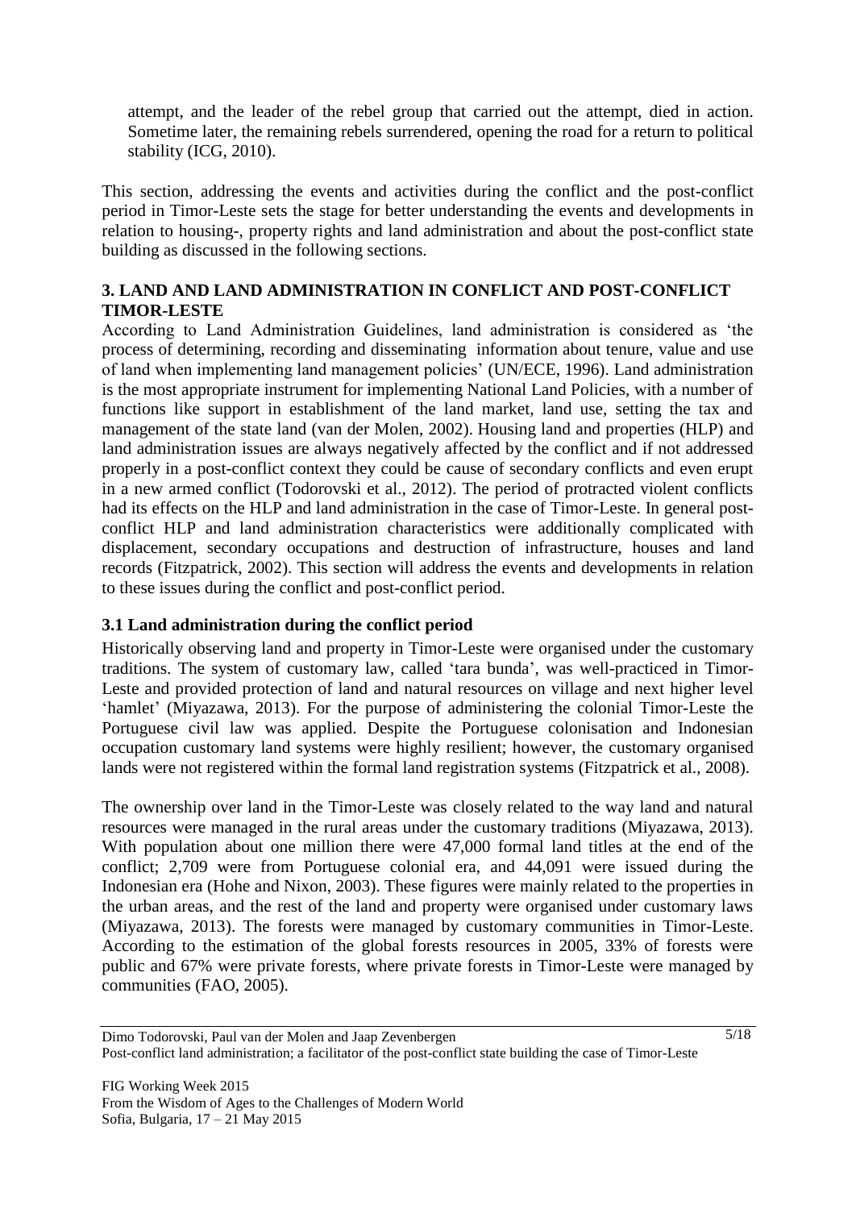attempt, and the leader of the rebel group that carried out the attempt, died in action. Sometime later, the remaining rebels surrendered, opening the road for a return to political stability (ICG, 2010).

This section, addressing the events and activities during the conflict and the post-conflict period in Timor-Leste sets the stage for better understanding the events and developments in relation to housing-, property rights and land administration and about the post-conflict state building as discussed in the following sections.

## 3. LAND AND LAND ADMINISTRATION IN CONFLICT AND POST-CONFLICT TIMOR-LESTE

According to Land Administration Guidelines, land administration is considered as 'the process of determining, recording and disseminating information about tenure, value and use of land when implementing land management policies' (UN/ECE, 1996). Land administration is the most appropriate instrument for implementing National Land Policies, with a number of functions like support in establishment of the land market, land use, setting the tax and management of the state land (van der Molen, 2002). Housing land and properties (HLP) and land administration issues are always negatively affected by the conflict and if not addressed properly in a post-conflict context they could be cause of secondary conflicts and even erupt in a new armed conflict (Todorovski et al., 2012). The period of protracted violent conflicts had its effects on the HLP and land administration in the case of Timor-Leste. In general post-conflict HLP and land administration characteristics were additionally complicated with displacement, secondary occupations and destruction of infrastructure, houses and land records (Fitzpatrick, 2002). This section will address the events and developments in relation to these issues during the conflict and post-conflict period.

### 3.1 Land administration during the conflict period

Historically observing land and property in Timor-Leste were organised under the customary traditions. The system of customary law, called 'tara bunda', was well-practiced in Timor-Leste and provided protection of land and natural resources on village and next higher level 'hamlet' (Miyazawa, 2013). For the purpose of administering the colonial Timor-Leste the Portuguese civil law was applied. Despite the Portuguese colonisation and Indonesian occupation customary land systems were highly resilient; however, the customary organised lands were not registered within the formal land registration systems (Fitzpatrick et al., 2008).

The ownership over land in the Timor-Leste was closely related to the way land and natural resources were managed in the rural areas under the customary traditions (Miyazawa, 2013). With population about one million there were 47,000 formal land titles at the end of the conflict; 2,709 were from Portuguese colonial era, and 44,091 were issued during the Indonesian era (Hohe and Nixon, 2003). These figures were mainly related to the properties in the urban areas, and the rest of the land and property were organised under customary laws (Miyazawa, 2013). The forests were managed by customary communities in Timor-Leste. According to the estimation of the global forests resources in 2005, 33% of forests were public and 67% were private forests, where private forests in Timor-Leste were managed by communities (FAO, 2005).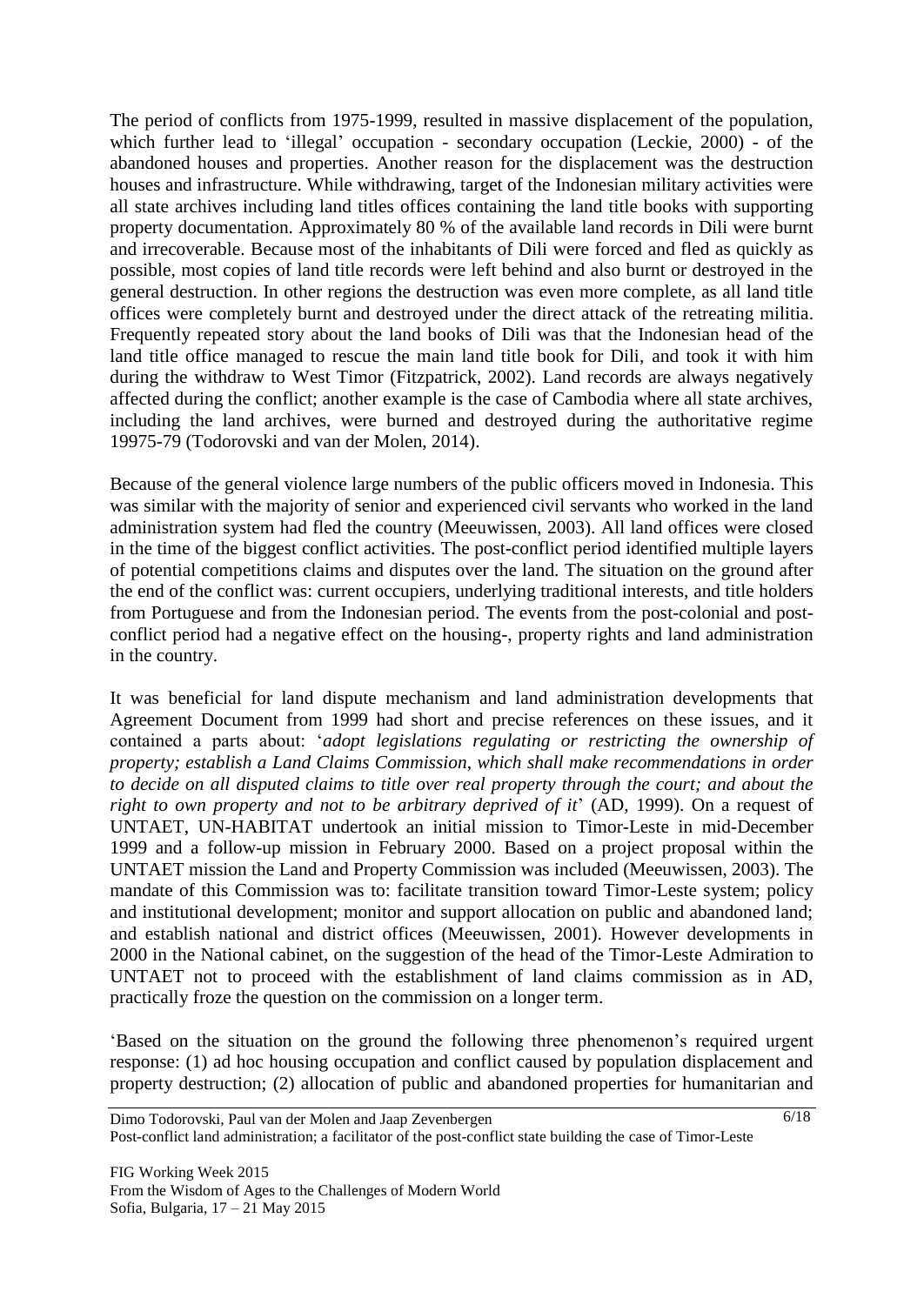The period of conflicts from 1975-1999, resulted in massive displacement of the population, which further lead to 'illegal' occupation - secondary occupation (Leckie, 2000) - of the abandoned houses and properties. Another reason for the displacement was the destruction houses and infrastructure. While withdrawing, target of the Indonesian military activities were all state archives including land titles offices containing the land title books with supporting property documentation. Approximately 80 % of the available land records in Dili were burnt and irrecoverable. Because most of the inhabitants of Dili were forced and fled as quickly as possible, most copies of land title records were left behind and also burnt or destroyed in the general destruction. In other regions the destruction was even more complete, as all land title offices were completely burnt and destroyed under the direct attack of the retreating militia. Frequently repeated story about the land books of Dili was that the Indonesian head of the land title office managed to rescue the main land title book for Dili, and took it with him during the withdraw to West Timor (Fitzpatrick, 2002). Land records are always negatively affected during the conflict; another example is the case of Cambodia where all state archives, including the land archives, were burned and destroyed during the authoritative regime 19975-79 (Todorovski and van der Molen, 2014).

Because of the general violence large numbers of the public officers moved in Indonesia. This was similar with the majority of senior and experienced civil servants who worked in the land administration system had fled the country (Meeuwissen, 2003). All land offices were closed in the time of the biggest conflict activities. The post-conflict period identified multiple layers of potential competitions claims and disputes over the land. The situation on the ground after the end of the conflict was: current occupiers, underlying traditional interests, and title holders from Portuguese and from the Indonesian period. The events from the post-colonial and post-conflict period had a negative effect on the housing-, property rights and land administration in the country.

It was beneficial for land dispute mechanism and land administration developments that Agreement Document from 1999 had short and precise references on these issues, and it contained a parts about: '*adopt legislations regulating or restricting the ownership of property; establish a Land Claims Commission, which shall make recommendations in order to decide on all disputed claims to title over real property through the court; and about the right to own property and not to be arbitrary deprived of it*' (AD, 1999). On a request of UNTAET, UN-HABITAT undertook an initial mission to Timor-Leste in mid-December 1999 and a follow-up mission in February 2000. Based on a project proposal within the UNTAET mission the Land and Property Commission was included (Meeuwissen, 2003). The mandate of this Commission was to: facilitate transition toward Timor-Leste system; policy and institutional development; monitor and support allocation on public and abandoned land; and establish national and district offices (Meeuwissen, 2001). However developments in 2000 in the National cabinet, on the suggestion of the head of the Timor-Leste Admiration to UNTAET not to proceed with the establishment of land claims commission as in AD, practically froze the question on the commission on a longer term.

'Based on the situation on the ground the following three phenomenon's required urgent response: (1) ad hoc housing occupation and conflict caused by population displacement and property destruction; (2) allocation of public and abandoned properties for humanitarian and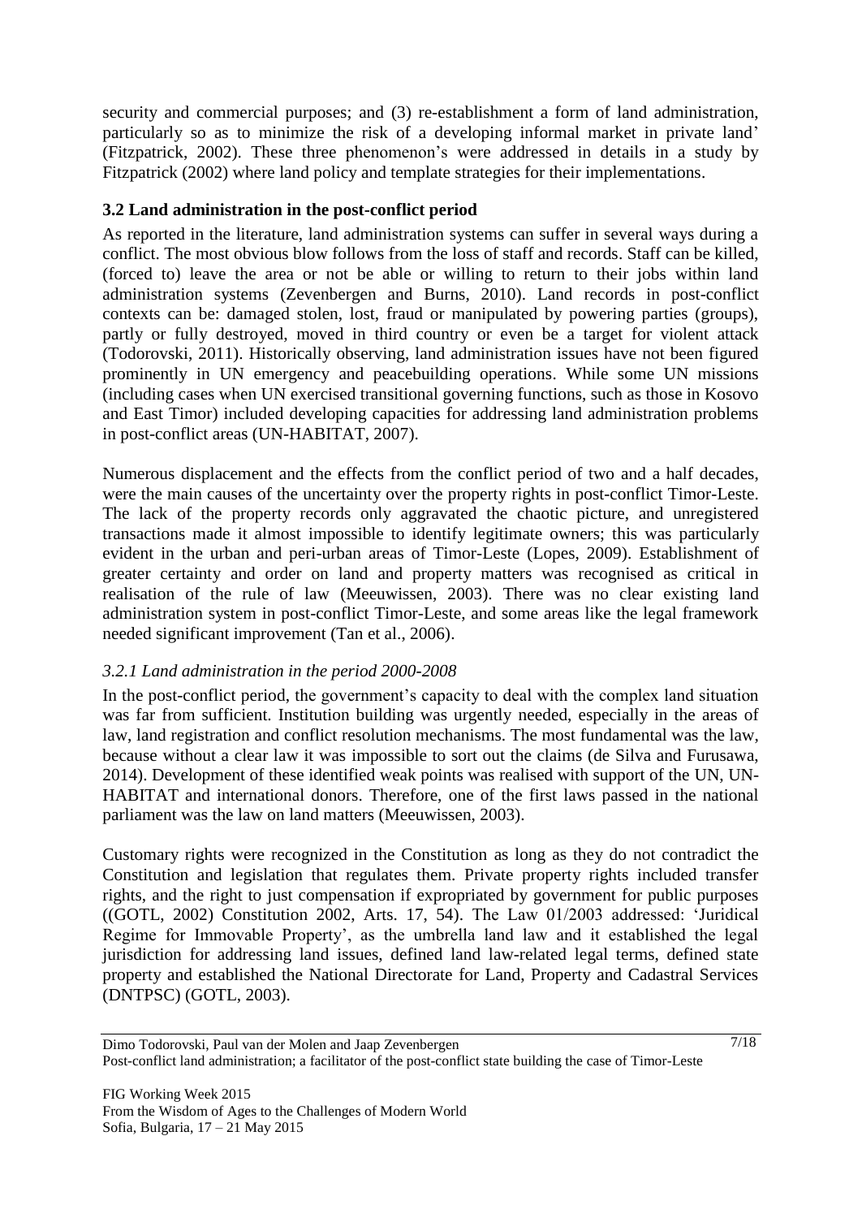security and commercial purposes; and (3) re-establishment a form of land administration, particularly so as to minimize the risk of a developing informal market in private land' (Fitzpatrick, 2002). These three phenomenon's were addressed in details in a study by Fitzpatrick (2002) where land policy and template strategies for their implementations.

### 3.2 Land administration in the post-conflict period

As reported in the literature, land administration systems can suffer in several ways during a conflict. The most obvious blow follows from the loss of staff and records. Staff can be killed, (forced to) leave the area or not be able or willing to return to their jobs within land administration systems (Zevenbergen and Burns, 2010). Land records in post-conflict contexts can be: damaged stolen, lost, fraud or manipulated by powering parties (groups), partly or fully destroyed, moved in third country or even be a target for violent attack (Todorovski, 2011). Historically observing, land administration issues have not been figured prominently in UN emergency and peacebuilding operations. While some UN missions (including cases when UN exercised transitional governing functions, such as those in Kosovo and East Timor) included developing capacities for addressing land administration problems in post-conflict areas (UN-HABITAT, 2007).

Numerous displacement and the effects from the conflict period of two and a half decades, were the main causes of the uncertainty over the property rights in post-conflict Timor-Leste. The lack of the property records only aggravated the chaotic picture, and unregistered transactions made it almost impossible to identify legitimate owners; this was particularly evident in the urban and peri-urban areas of Timor-Leste (Lopes, 2009). Establishment of greater certainty and order on land and property matters was recognised as critical in realisation of the rule of law (Meeuwissen, 2003). There was no clear existing land administration system in post-conflict Timor-Leste, and some areas like the legal framework needed significant improvement (Tan et al., 2006).

#### *3.2.1 Land administration in the period 2000-2008*

In the post-conflict period, the government's capacity to deal with the complex land situation was far from sufficient. Institution building was urgently needed, especially in the areas of law, land registration and conflict resolution mechanisms. The most fundamental was the law, because without a clear law it was impossible to sort out the claims (de Silva and Furusawa, 2014). Development of these identified weak points was realised with support of the UN, UN-HABITAT and international donors. Therefore, one of the first laws passed in the national parliament was the law on land matters (Meeuwissen, 2003).

Customary rights were recognized in the Constitution as long as they do not contradict the Constitution and legislation that regulates them. Private property rights included transfer rights, and the right to just compensation if expropriated by government for public purposes ((GOTL, 2002) Constitution 2002, Arts. 17, 54). The Law 01/2003 addressed: 'Juridical Regime for Immovable Property', as the umbrella land law and it established the legal jurisdiction for addressing land issues, defined land law-related legal terms, defined state property and established the National Directorate for Land, Property and Cadastral Services (DNTPSC) (GOTL, 2003).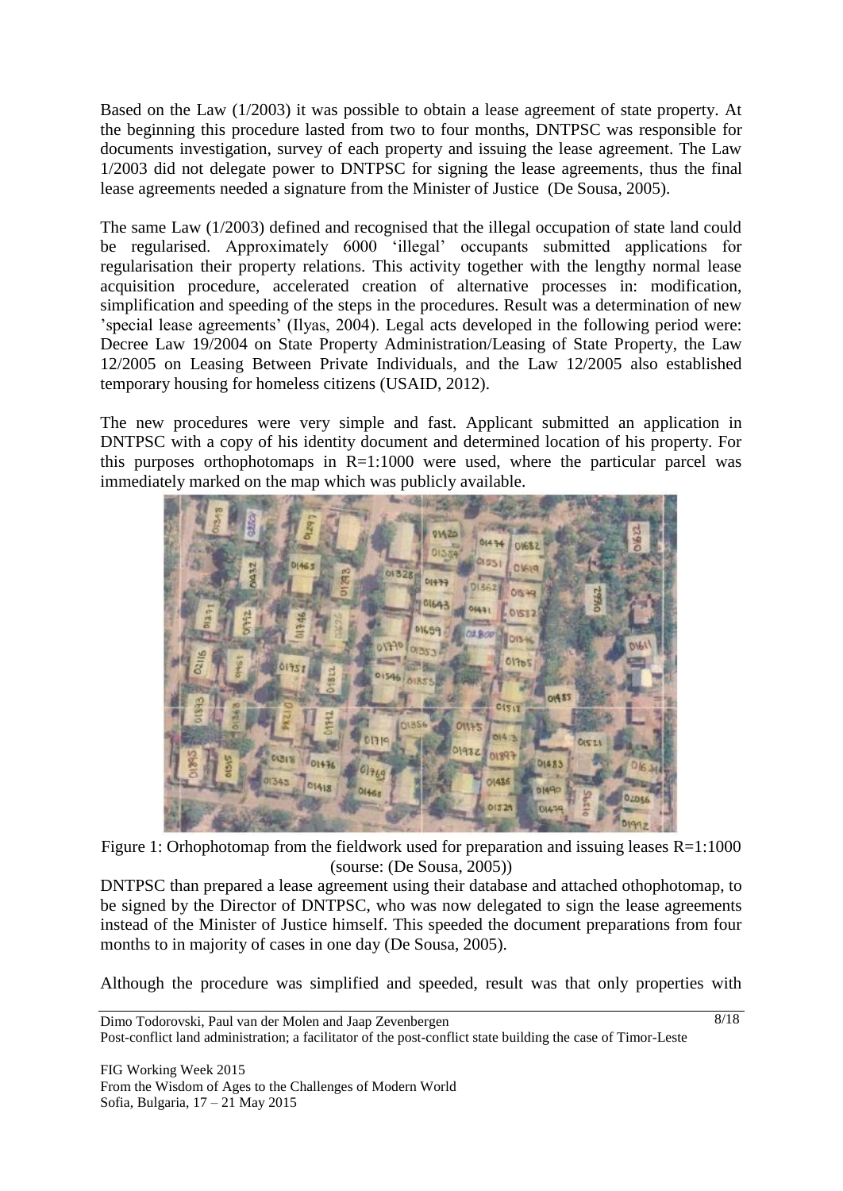Based on the Law (1/2003) it was possible to obtain a lease agreement of state property. At the beginning this procedure lasted from two to four months, DNTPSC was responsible for documents investigation, survey of each property and issuing the lease agreement. The Law 1/2003 did not delegate power to DNTPSC for signing the lease agreements, thus the final lease agreements needed a signature from the Minister of Justice (De Sousa, 2005).

The same Law (1/2003) defined and recognised that the illegal occupation of state land could be regularised. Approximately 6000 'illegal' occupants submitted applications for regularisation their property relations. This activity together with the lengthy normal lease acquisition procedure, accelerated creation of alternative processes in: modification, simplification and speeding of the steps in the procedures. Result was a determination of new 'special lease agreements' (Ilyas, 2004). Legal acts developed in the following period were: Decree Law 19/2004 on State Property Administration/Leasing of State Property, the Law 12/2005 on Leasing Between Private Individuals, and the Law 12/2005 also established temporary housing for homeless citizens (USAID, 2012).

The new procedures were very simple and fast. Applicant submitted an application in DNTPSC with a copy of his identity document and determined location of his property. For this purposes orthophotomaps in R=1:1000 were used, where the particular parcel was immediately marked on the map which was publicly available.

Figure 1: Orhophotomap from the fieldwork used for preparation and issuing leases R=1:1000 (sourse: (De Sousa, 2005))

DNTPSC than prepared a lease agreement using their database and attached othophotomap, to be signed by the Director of DNTPSC, who was now delegated to sign the lease agreements instead of the Minister of Justice himself. This speeded the document preparations from four months to in majority of cases in one day (De Sousa, 2005).

Although the procedure was simplified and speeded, result was that only properties with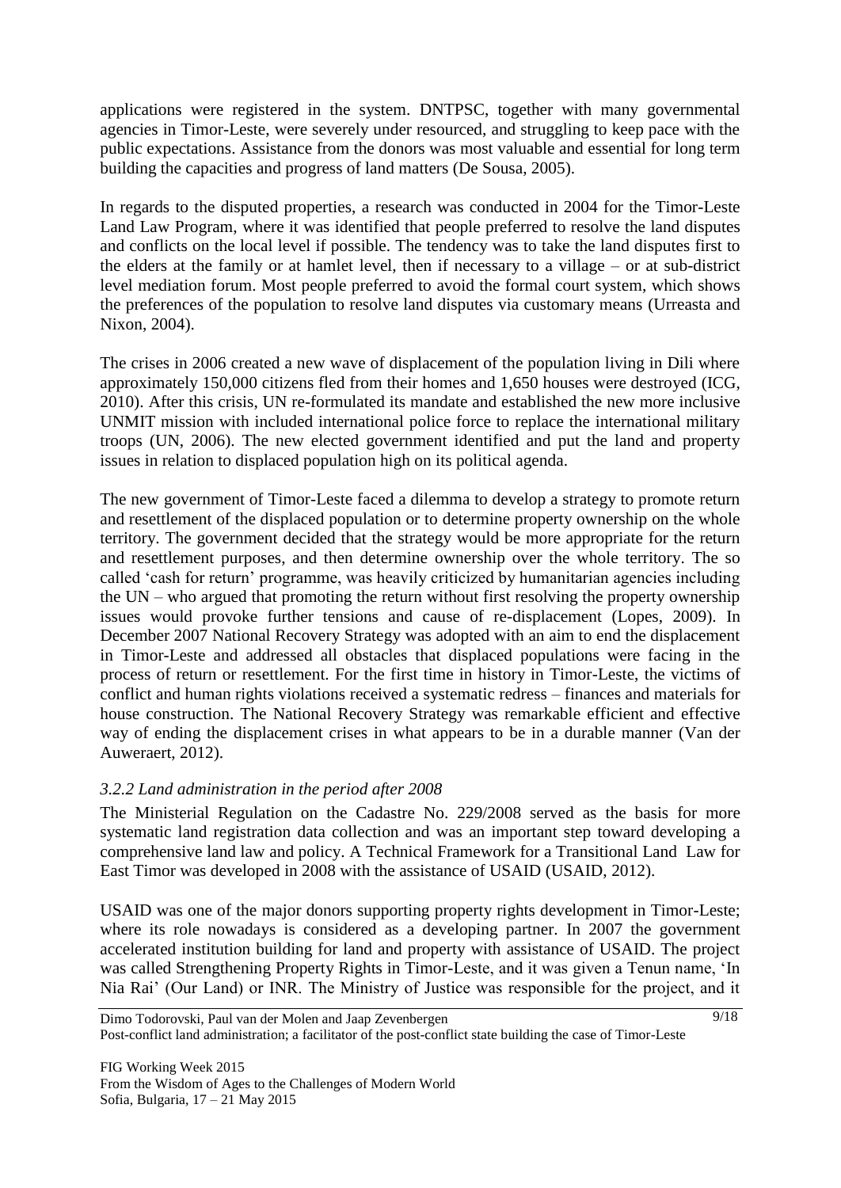applications were registered in the system. DNTPSC, together with many governmental agencies in Timor-Leste, were severely under resourced, and struggling to keep pace with the public expectations. Assistance from the donors was most valuable and essential for long term building the capacities and progress of land matters (De Sousa, 2005).

In regards to the disputed properties, a research was conducted in 2004 for the Timor-Leste Land Law Program, where it was identified that people preferred to resolve the land disputes and conflicts on the local level if possible. The tendency was to take the land disputes first to the elders at the family or at hamlet level, then if necessary to a village – or at sub-district level mediation forum. Most people preferred to avoid the formal court system, which shows the preferences of the population to resolve land disputes via customary means (Urreasta and Nixon, 2004).

The crises in 2006 created a new wave of displacement of the population living in Dili where approximately 150,000 citizens fled from their homes and 1,650 houses were destroyed (ICG, 2010). After this crisis, UN re-formulated its mandate and established the new more inclusive UNMIT mission with included international police force to replace the international military troops (UN, 2006). The new elected government identified and put the land and property issues in relation to displaced population high on its political agenda.

The new government of Timor-Leste faced a dilemma to develop a strategy to promote return and resettlement of the displaced population or to determine property ownership on the whole territory. The government decided that the strategy would be more appropriate for the return and resettlement purposes, and then determine ownership over the whole territory. The so called 'cash for return' programme, was heavily criticized by humanitarian agencies including the UN – who argued that promoting the return without first resolving the property ownership issues would provoke further tensions and cause of re-displacement (Lopes, 2009). In December 2007 National Recovery Strategy was adopted with an aim to end the displacement in Timor-Leste and addressed all obstacles that displaced populations were facing in the process of return or resettlement. For the first time in history in Timor-Leste, the victims of conflict and human rights violations received a systematic redress – finances and materials for house construction. The National Recovery Strategy was remarkable efficient and effective way of ending the displacement crises in what appears to be in a durable manner (Van der Auweraert, 2012).

### *3.2.2 Land administration in the period after 2008*

The Ministerial Regulation on the Cadastre No. 229/2008 served as the basis for more systematic land registration data collection and was an important step toward developing a comprehensive land law and policy. A Technical Framework for a Transitional Land Law for East Timor was developed in 2008 with the assistance of USAID (USAID, 2012).

USAID was one of the major donors supporting property rights development in Timor-Leste; where its role nowadays is considered as a developing partner. In 2007 the government accelerated institution building for land and property with assistance of USAID. The project was called Strengthening Property Rights in Timor-Leste, and it was given a Tenun name, 'In Nia Rai' (Our Land) or INR. The Ministry of Justice was responsible for the project, and it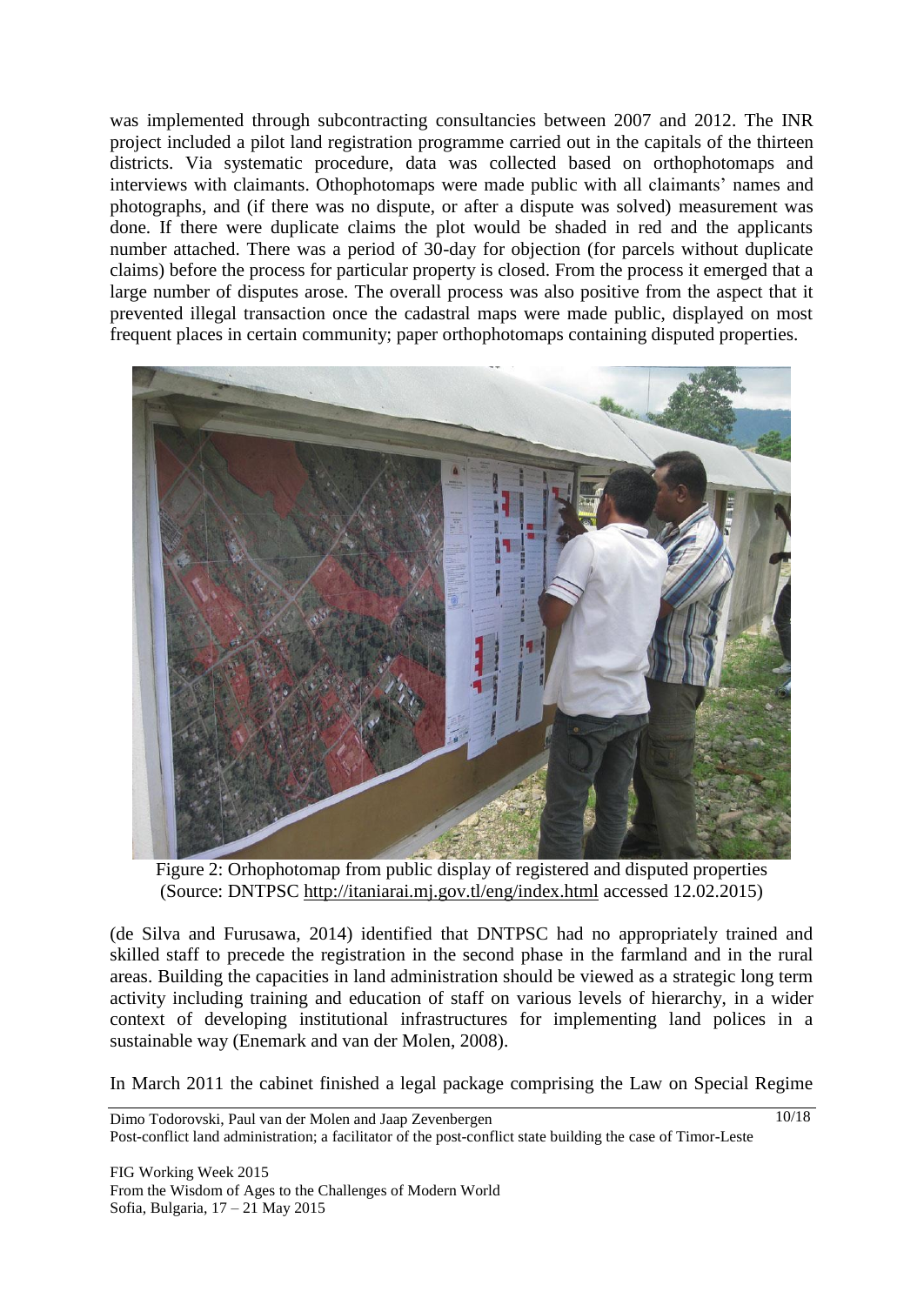was implemented through subcontracting consultancies between 2007 and 2012. The INR project included a pilot land registration programme carried out in the capitals of the thirteen districts. Via systematic procedure, data was collected based on orthophotomaps and interviews with claimants. Othophotomaps were made public with all claimants' names and photographs, and (if there was no dispute, or after a dispute was solved) measurement was done. If there were duplicate claims the plot would be shaded in red and the applicants number attached. There was a period of 30-day for objection (for parcels without duplicate claims) before the process for particular property is closed. From the process it emerged that a large number of disputes arose. The overall process was also positive from the aspect that it prevented illegal transaction once the cadastral maps were made public, displayed on most frequent places in certain community; paper orthophotomaps containing disputed properties.

Figure 2: Orhophotomap from public display of registered and disputed properties (Source: DNTPSC http://itaniarai.mj.gov.tl/eng/index.html accessed 12.02.2015)

(de Silva and Furusawa, 2014) identified that DNTPSC had no appropriately trained and skilled staff to precede the registration in the second phase in the farmland and in the rural areas. Building the capacities in land administration should be viewed as a strategic long term activity including training and education of staff on various levels of hierarchy, in a wider context of developing institutional infrastructures for implementing land polices in a sustainable way (Enemark and van der Molen, 2008).

In March 2011 the cabinet finished a legal package comprising the Law on Special Regime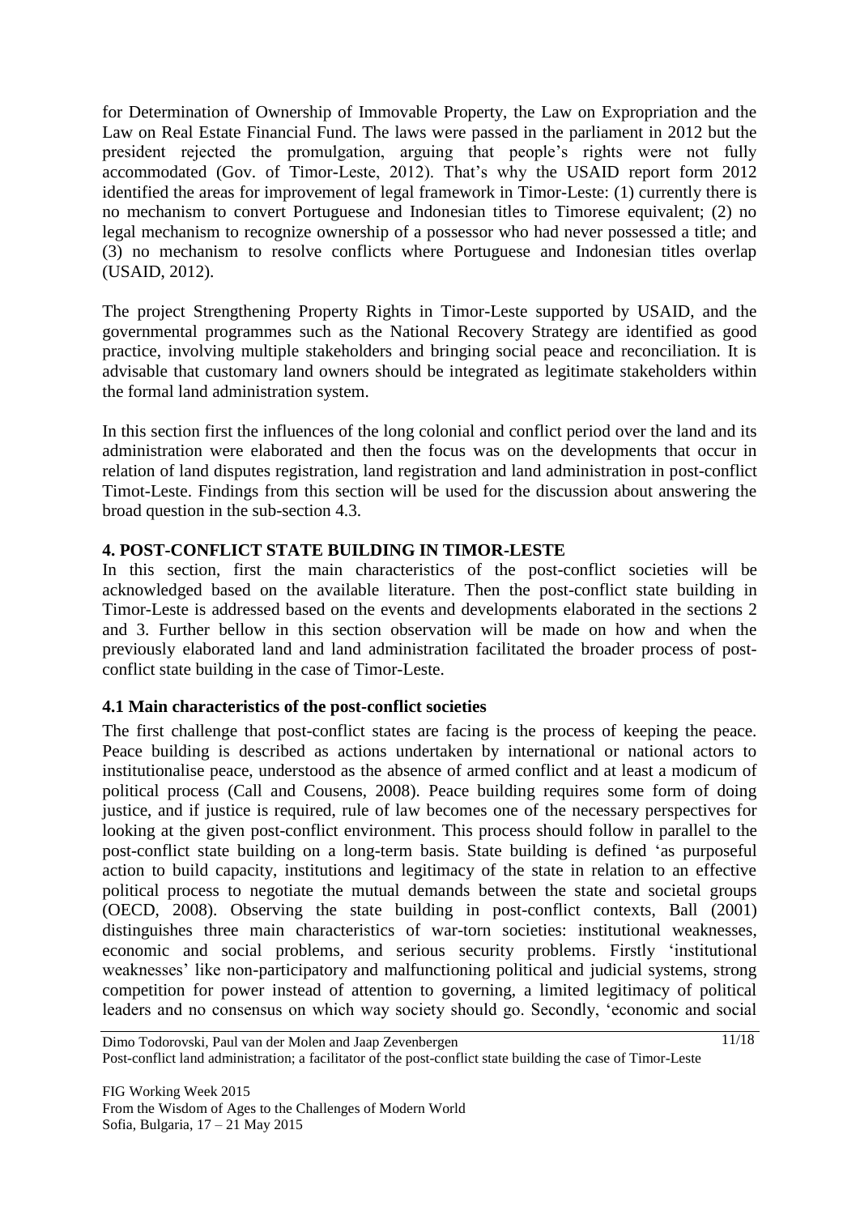for Determination of Ownership of Immovable Property, the Law on Expropriation and the Law on Real Estate Financial Fund. The laws were passed in the parliament in 2012 but the president rejected the promulgation, arguing that people's rights were not fully accommodated (Gov. of Timor-Leste, 2012). That's why the USAID report form 2012 identified the areas for improvement of legal framework in Timor-Leste: (1) currently there is no mechanism to convert Portuguese and Indonesian titles to Timorese equivalent; (2) no legal mechanism to recognize ownership of a possessor who had never possessed a title; and (3) no mechanism to resolve conflicts where Portuguese and Indonesian titles overlap (USAID, 2012).

The project Strengthening Property Rights in Timor-Leste supported by USAID, and the governmental programmes such as the National Recovery Strategy are identified as good practice, involving multiple stakeholders and bringing social peace and reconciliation. It is advisable that customary land owners should be integrated as legitimate stakeholders within the formal land administration system.

In this section first the influences of the long colonial and conflict period over the land and its administration were elaborated and then the focus was on the developments that occur in relation of land disputes registration, land registration and land administration in post-conflict Timot-Leste. Findings from this section will be used for the discussion about answering the broad question in the sub-section 4.3.

## 4. POST-CONFLICT STATE BUILDING IN TIMOR-LESTE

In this section, first the main characteristics of the post-conflict societies will be acknowledged based on the available literature. Then the post-conflict state building in Timor-Leste is addressed based on the events and developments elaborated in the sections 2 and 3. Further bellow in this section observation will be made on how and when the previously elaborated land and land administration facilitated the broader process of post-conflict state building in the case of Timor-Leste.

### 4.1 Main characteristics of the post-conflict societies

The first challenge that post-conflict states are facing is the process of keeping the peace. Peace building is described as actions undertaken by international or national actors to institutionalise peace, understood as the absence of armed conflict and at least a modicum of political process (Call and Cousens, 2008). Peace building requires some form of doing justice, and if justice is required, rule of law becomes one of the necessary perspectives for looking at the given post-conflict environment. This process should follow in parallel to the post-conflict state building on a long-term basis. State building is defined 'as purposeful action to build capacity, institutions and legitimacy of the state in relation to an effective political process to negotiate the mutual demands between the state and societal groups (OECD, 2008). Observing the state building in post-conflict contexts, Ball (2001) distinguishes three main characteristics of war-torn societies: institutional weaknesses, economic and social problems, and serious security problems. Firstly 'institutional weaknesses' like non-participatory and malfunctioning political and judicial systems, strong competition for power instead of attention to governing, a limited legitimacy of political leaders and no consensus on which way society should go. Secondly, 'economic and social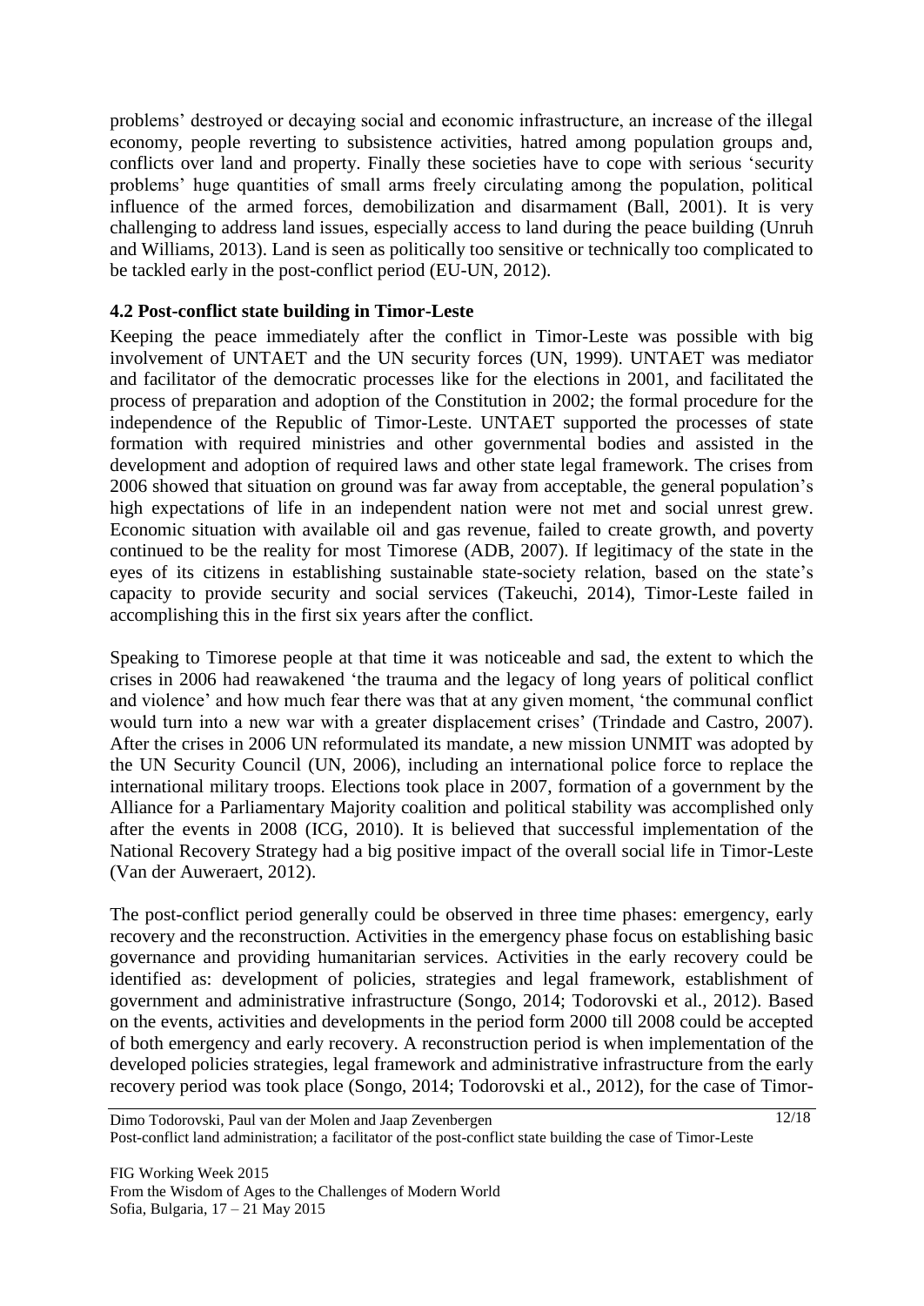problems' destroyed or decaying social and economic infrastructure, an increase of the illegal economy, people reverting to subsistence activities, hatred among population groups and, conflicts over land and property. Finally these societies have to cope with serious 'security problems' huge quantities of small arms freely circulating among the population, political influence of the armed forces, demobilization and disarmament (Ball, 2001). It is very challenging to address land issues, especially access to land during the peace building (Unruh and Williams, 2013). Land is seen as politically too sensitive or technically too complicated to be tackled early in the post-conflict period (EU-UN, 2012).

### 4.2 Post-conflict state building in Timor-Leste

Keeping the peace immediately after the conflict in Timor-Leste was possible with big involvement of UNTAET and the UN security forces (UN, 1999). UNTAET was mediator and facilitator of the democratic processes like for the elections in 2001, and facilitated the process of preparation and adoption of the Constitution in 2002; the formal procedure for the independence of the Republic of Timor-Leste. UNTAET supported the processes of state formation with required ministries and other governmental bodies and assisted in the development and adoption of required laws and other state legal framework. The crises from 2006 showed that situation on ground was far away from acceptable, the general population's high expectations of life in an independent nation were not met and social unrest grew. Economic situation with available oil and gas revenue, failed to create growth, and poverty continued to be the reality for most Timorese (ADB, 2007). If legitimacy of the state in the eyes of its citizens in establishing sustainable state-society relation, based on the state's capacity to provide security and social services (Takeuchi, 2014), Timor-Leste failed in accomplishing this in the first six years after the conflict.

Speaking to Timorese people at that time it was noticeable and sad, the extent to which the crises in 2006 had reawakened 'the trauma and the legacy of long years of political conflict and violence' and how much fear there was that at any given moment, 'the communal conflict would turn into a new war with a greater displacement crises' (Trindade and Castro, 2007). After the crises in 2006 UN reformulated its mandate, a new mission UNMIT was adopted by the UN Security Council (UN, 2006), including an international police force to replace the international military troops. Elections took place in 2007, formation of a government by the Alliance for a Parliamentary Majority coalition and political stability was accomplished only after the events in 2008 (ICG, 2010). It is believed that successful implementation of the National Recovery Strategy had a big positive impact of the overall social life in Timor-Leste (Van der Auweraert, 2012).

The post-conflict period generally could be observed in three time phases: emergency, early recovery and the reconstruction. Activities in the emergency phase focus on establishing basic governance and providing humanitarian services. Activities in the early recovery could be identified as: development of policies, strategies and legal framework, establishment of government and administrative infrastructure (Songo, 2014; Todorovski et al., 2012). Based on the events, activities and developments in the period form 2000 till 2008 could be accepted of both emergency and early recovery. A reconstruction period is when implementation of the developed policies strategies, legal framework and administrative infrastructure from the early recovery period was took place (Songo, 2014; Todorovski et al., 2012), for the case of Timor-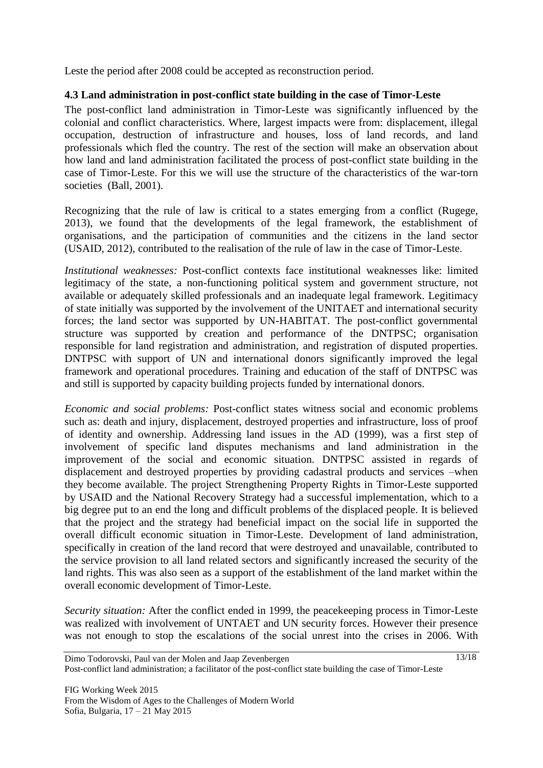Leste the period after 2008 could be accepted as reconstruction period.

### 4.3 Land administration in post-conflict state building in the case of Timor-Leste

The post-conflict land administration in Timor-Leste was significantly influenced by the colonial and conflict characteristics. Where, largest impacts were from: displacement, illegal occupation, destruction of infrastructure and houses, loss of land records, and land professionals which fled the country. The rest of the section will make an observation about how land and land administration facilitated the process of post-conflict state building in the case of Timor-Leste. For this we will use the structure of the characteristics of the war-torn societies (Ball, 2001).

Recognizing that the rule of law is critical to a states emerging from a conflict (Rugege, 2013), we found that the developments of the legal framework, the establishment of organisations, and the participation of communities and the citizens in the land sector (USAID, 2012), contributed to the realisation of the rule of law in the case of Timor-Leste.

*Institutional weaknesses:* Post-conflict contexts face institutional weaknesses like: limited legitimacy of the state, a non-functioning political system and government structure, not available or adequately skilled professionals and an inadequate legal framework. Legitimacy of state initially was supported by the involvement of the UNITAET and international security forces; the land sector was supported by UN-HABITAT. The post-conflict governmental structure was supported by creation and performance of the DNTPSC; organisation responsible for land registration and administration, and registration of disputed properties. DNTPSC with support of UN and international donors significantly improved the legal framework and operational procedures. Training and education of the staff of DNTPSC was and still is supported by capacity building projects funded by international donors.

*Economic and social problems:* Post-conflict states witness social and economic problems such as: death and injury, displacement, destroyed properties and infrastructure, loss of proof of identity and ownership. Addressing land issues in the AD (1999), was a first step of involvement of specific land disputes mechanisms and land administration in the improvement of the social and economic situation. DNTPSC assisted in regards of displacement and destroyed properties by providing cadastral products and services –when they become available. The project Strengthening Property Rights in Timor-Leste supported by USAID and the National Recovery Strategy had a successful implementation, which to a big degree put to an end the long and difficult problems of the displaced people. It is believed that the project and the strategy had beneficial impact on the social life in supported the overall difficult economic situation in Timor-Leste. Development of land administration, specifically in creation of the land record that were destroyed and unavailable, contributed to the service provision to all land related sectors and significantly increased the security of the land rights. This was also seen as a support of the establishment of the land market within the overall economic development of Timor-Leste.

*Security situation:* After the conflict ended in 1999, the peacekeeping process in Timor-Leste was realized with involvement of UNTAET and UN security forces. However their presence was not enough to stop the escalations of the social unrest into the crises in 2006. With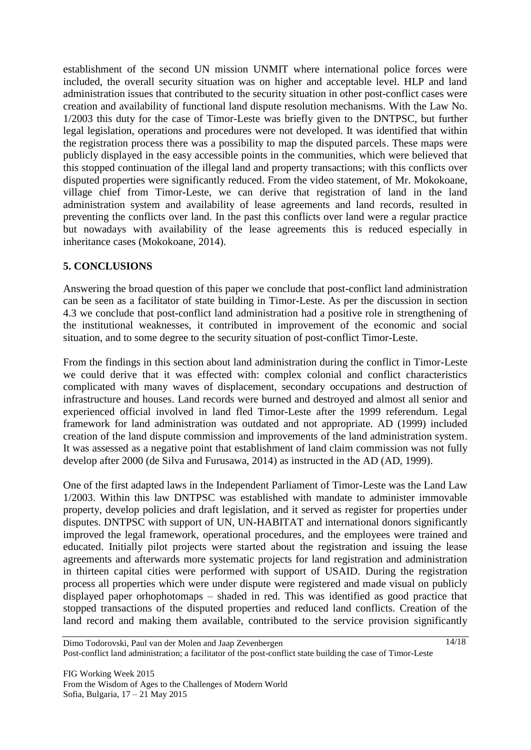establishment of the second UN mission UNMIT where international police forces were included, the overall security situation was on higher and acceptable level. HLP and land administration issues that contributed to the security situation in other post-conflict cases were creation and availability of functional land dispute resolution mechanisms. With the Law No. 1/2003 this duty for the case of Timor-Leste was briefly given to the DNTPSC, but further legal legislation, operations and procedures were not developed. It was identified that within the registration process there was a possibility to map the disputed parcels. These maps were publicly displayed in the easy accessible points in the communities, which were believed that this stopped continuation of the illegal land and property transactions; with this conflicts over disputed properties were significantly reduced. From the video statement, of Mr. Mokokoane, village chief from Timor-Leste, we can derive that registration of land in the land administration system and availability of lease agreements and land records, resulted in preventing the conflicts over land. In the past this conflicts over land were a regular practice but nowadays with availability of the lease agreements this is reduced especially in inheritance cases (Mokokoane, 2014).

## 5. CONCLUSIONS

Answering the broad question of this paper we conclude that post-conflict land administration can be seen as a facilitator of state building in Timor-Leste. As per the discussion in section 4.3 we conclude that post-conflict land administration had a positive role in strengthening of the institutional weaknesses, it contributed in improvement of the economic and social situation, and to some degree to the security situation of post-conflict Timor-Leste.

From the findings in this section about land administration during the conflict in Timor-Leste we could derive that it was effected with: complex colonial and conflict characteristics complicated with many waves of displacement, secondary occupations and destruction of infrastructure and houses. Land records were burned and destroyed and almost all senior and experienced official involved in land fled Timor-Leste after the 1999 referendum. Legal framework for land administration was outdated and not appropriate. AD (1999) included creation of the land dispute commission and improvements of the land administration system. It was assessed as a negative point that establishment of land claim commission was not fully develop after 2000 (de Silva and Furusawa, 2014) as instructed in the AD (AD, 1999).

One of the first adapted laws in the Independent Parliament of Timor-Leste was the Land Law 1/2003. Within this law DNTPSC was established with mandate to administer immovable property, develop policies and draft legislation, and it served as register for properties under disputes. DNTPSC with support of UN, UN-HABITAT and international donors significantly improved the legal framework, operational procedures, and the employees were trained and educated. Initially pilot projects were started about the registration and issuing the lease agreements and afterwards more systematic projects for land registration and administration in thirteen capital cities were performed with support of USAID. During the registration process all properties which were under dispute were registered and made visual on publicly displayed paper orhophotomaps – shaded in red. This was identified as good practice that stopped transactions of the disputed properties and reduced land conflicts. Creation of the land record and making them available, contributed to the service provision significantly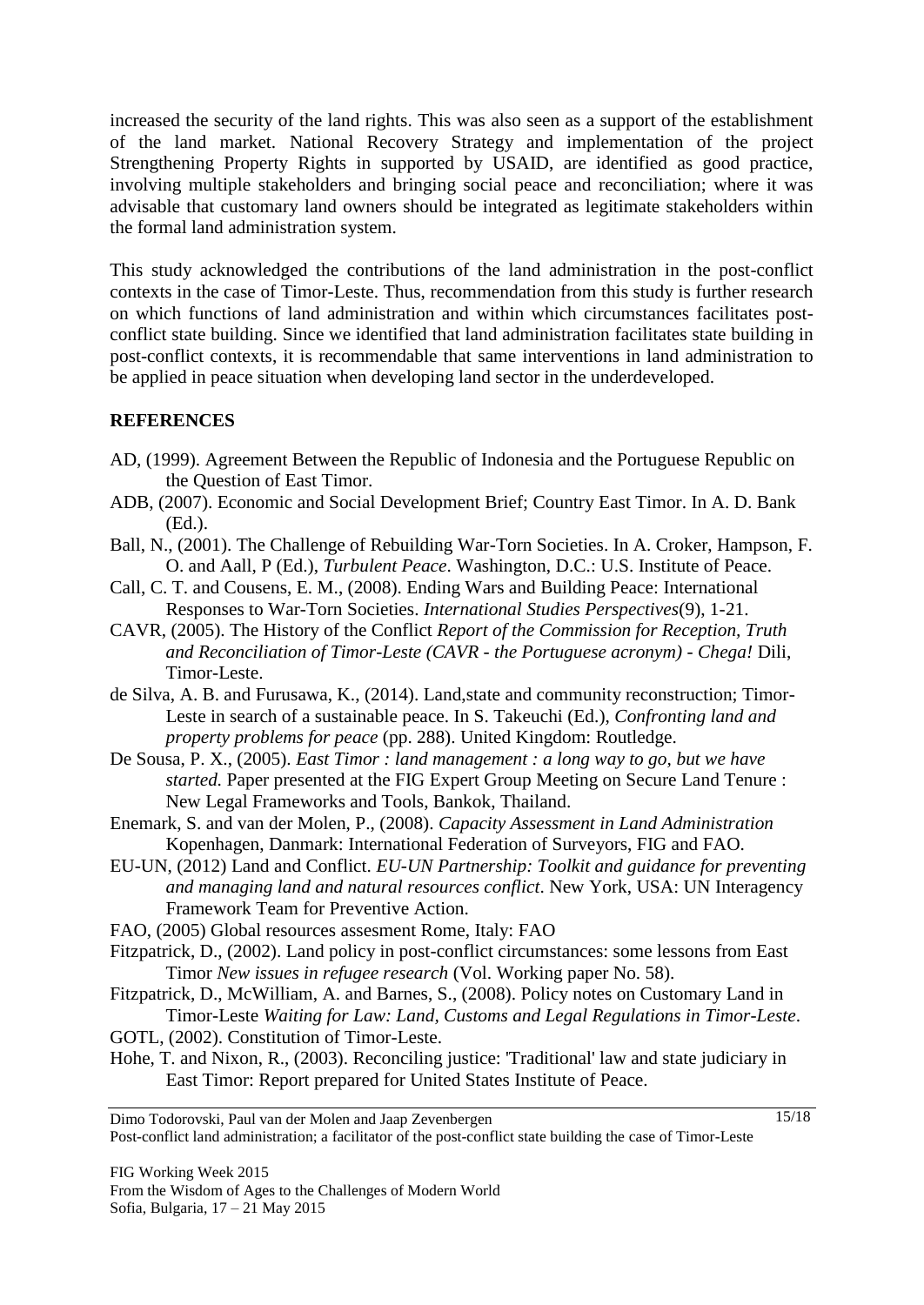increased the security of the land rights. This was also seen as a support of the establishment of the land market. National Recovery Strategy and implementation of the project Strengthening Property Rights in supported by USAID, are identified as good practice, involving multiple stakeholders and bringing social peace and reconciliation; where it was advisable that customary land owners should be integrated as legitimate stakeholders within the formal land administration system.

This study acknowledged the contributions of the land administration in the post-conflict contexts in the case of Timor-Leste. Thus, recommendation from this study is further research on which functions of land administration and within which circumstances facilitates post-conflict state building. Since we identified that land administration facilitates state building in post-conflict contexts, it is recommendable that same interventions in land administration to be applied in peace situation when developing land sector in the underdeveloped.

## REFERENCES

AD, (1999). Agreement Between the Republic of Indonesia and the Portuguese Republic on the Question of East Timor.

ADB, (2007). Economic and Social Development Brief; Country East Timor. In A. D. Bank (Ed.).

Ball, N., (2001). The Challenge of Rebuilding War-Torn Societies. In A. Croker, Hampson, F. O. and Aall, P (Ed.), *Turbulent Peace*. Washington, D.C.: U.S. Institute of Peace.

Call, C. T. and Cousens, E. M., (2008). Ending Wars and Building Peace: International Responses to War-Torn Societies. *International Studies Perspectives*(9), 1-21.

CAVR, (2005). The History of the Conflict *Report of the Commission for Reception, Truth and Reconciliation of Timor-Leste (CAVR - the Portuguese acronym) - Chega!* Dili, Timor-Leste.

de Silva, A. B. and Furusawa, K., (2014). Land,state and community reconstruction; Timor-Leste in search of a sustainable peace. In S. Takeuchi (Ed.), *Confronting land and property problems for peace* (pp. 288). United Kingdom: Routledge.

De Sousa, P. X., (2005). *East Timor : land management : a long way to go, but we have started.* Paper presented at the FIG Expert Group Meeting on Secure Land Tenure : New Legal Frameworks and Tools, Bankok, Thailand.

Enemark, S. and van der Molen, P., (2008). *Capacity Assessment in Land Administration* Kopenhagen, Danmark: International Federation of Surveyors, FIG and FAO.

EU-UN, (2012) Land and Conflict. *EU-UN Partnership: Toolkit and guidance for preventing and managing land and natural resources conflict*. New York, USA: UN Interagency Framework Team for Preventive Action.

FAO, (2005) Global resources assesment Rome, Italy: FAO

Fitzpatrick, D., (2002). Land policy in post-conflict circumstances: some lessons from East Timor *New issues in refugee research* (Vol. Working paper No. 58).

Fitzpatrick, D., McWilliam, A. and Barnes, S., (2008). Policy notes on Customary Land in Timor-Leste *Waiting for Law: Land, Customs and Legal Regulations in Timor-Leste*.

GOTL, (2002). Constitution of Timor-Leste.

Hohe, T. and Nixon, R., (2003). Reconciling justice: 'Traditional' law and state judiciary in East Timor: Report prepared for United States Institute of Peace.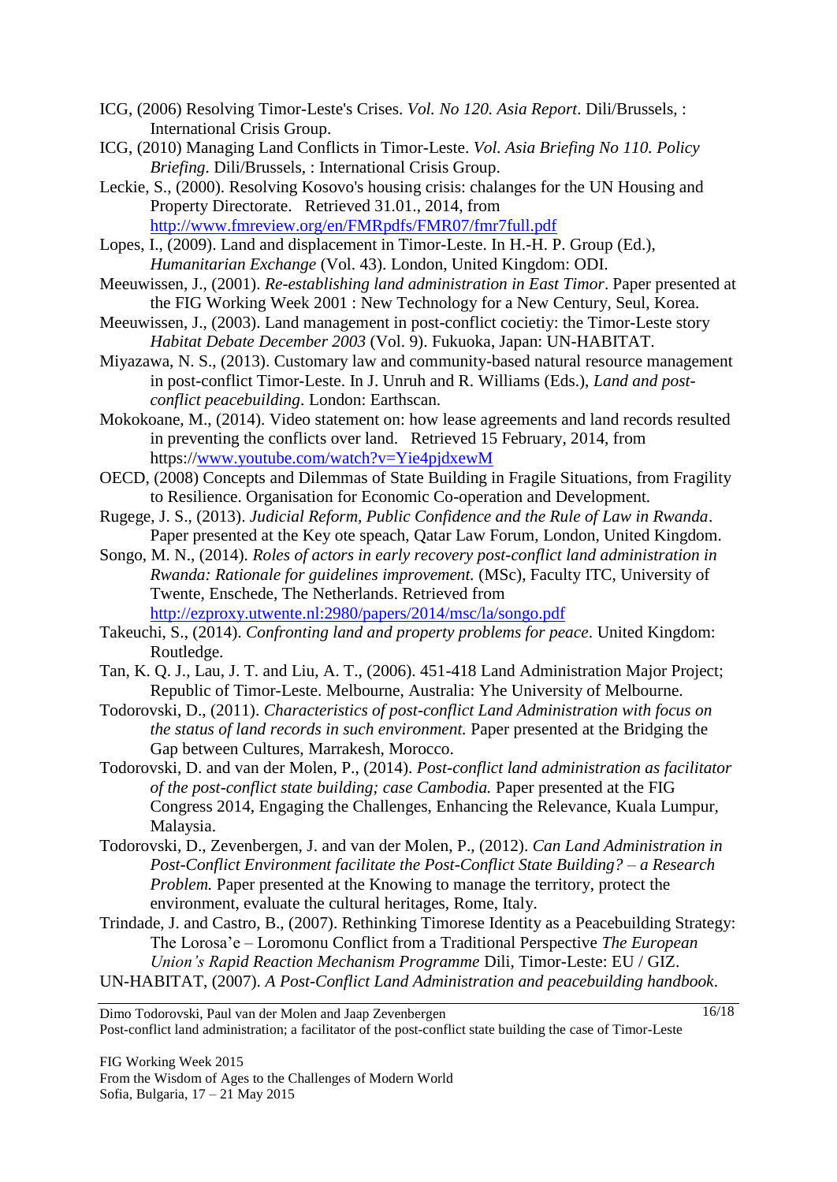ICG, (2006) Resolving Timor-Leste's Crises. *Vol. No 120. Asia Report*. Dili/Brussels, : International Crisis Group.

ICG, (2010) Managing Land Conflicts in Timor-Leste. *Vol. Asia Briefing No 110. Policy Briefing*. Dili/Brussels, : International Crisis Group.

Leckie, S., (2000). Resolving Kosovo's housing crisis: chalanges for the UN Housing and Property Directorate. Retrieved 31.01., 2014, from http://www.fmreview.org/en/FMRpdfs/FMR07/fmr7full.pdf

Lopes, I., (2009). Land and displacement in Timor-Leste. In H.-H. P. Group (Ed.), *Humanitarian Exchange* (Vol. 43). London, United Kingdom: ODI.

Meeuwissen, J., (2001). *Re-establishing land administration in East Timor*. Paper presented at the FIG Working Week 2001 : New Technology for a New Century, Seul, Korea.

Meeuwissen, J., (2003). Land management in post-conflict cocietiy: the Timor-Leste story *Habitat Debate December 2003* (Vol. 9). Fukuoka, Japan: UN-HABITAT.

Miyazawa, N. S., (2013). Customary law and community-based natural resource management in post-conflict Timor-Leste. In J. Unruh and R. Williams (Eds.), *Land and post-conflict peacebuilding*. London: Earthscan.

Mokokoane, M., (2014). Video statement on: how lease agreements and land records resulted in preventing the conflicts over land. Retrieved 15 February, 2014, from https://www.youtube.com/watch?v=Yie4pjdxewM

OECD, (2008) Concepts and Dilemmas of State Building in Fragile Situations, from Fragility to Resilience. Organisation for Economic Co-operation and Development.

Rugege, J. S., (2013). *Judicial Reform, Public Confidence and the Rule of Law in Rwanda*. Paper presented at the Key ote speach, Qatar Law Forum, London, United Kingdom.

Songo, M. N., (2014). *Roles of actors in early recovery post-conflict land administration in Rwanda: Rationale for guidelines improvement.* (MSc), Faculty ITC, University of Twente, Enschede, The Netherlands. Retrieved from http://ezproxy.utwente.nl:2980/papers/2014/msc/la/songo.pdf

Takeuchi, S., (2014). *Confronting land and property problems for peace*. United Kingdom: Routledge.

Tan, K. Q. J., Lau, J. T. and Liu, A. T., (2006). 451-418 Land Administration Major Project; Republic of Timor-Leste. Melbourne, Australia: Yhe University of Melbourne.

Todorovski, D., (2011). *Characteristics of post-conflict Land Administration with focus on the status of land records in such environment.* Paper presented at the Bridging the Gap between Cultures, Marrakesh, Morocco.

Todorovski, D. and van der Molen, P., (2014). *Post-conflict land administration as facilitator of the post-conflict state building; case Cambodia.* Paper presented at the FIG Congress 2014, Engaging the Challenges, Enhancing the Relevance, Kuala Lumpur, Malaysia.

Todorovski, D., Zevenbergen, J. and van der Molen, P., (2012). *Can Land Administration in Post-Conflict Environment facilitate the Post-Conflict State Building? – a Research Problem.* Paper presented at the Knowing to manage the territory, protect the environment, evaluate the cultural heritages, Rome, Italy.

Trindade, J. and Castro, B., (2007). Rethinking Timorese Identity as a Peacebuilding Strategy: The Lorosa'e – Loromonu Conflict from a Traditional Perspective *The European Union's Rapid Reaction Mechanism Programme* Dili, Timor-Leste: EU / GIZ.

UN-HABITAT, (2007). *A Post-Conflict Land Administration and peacebuilding handbook*.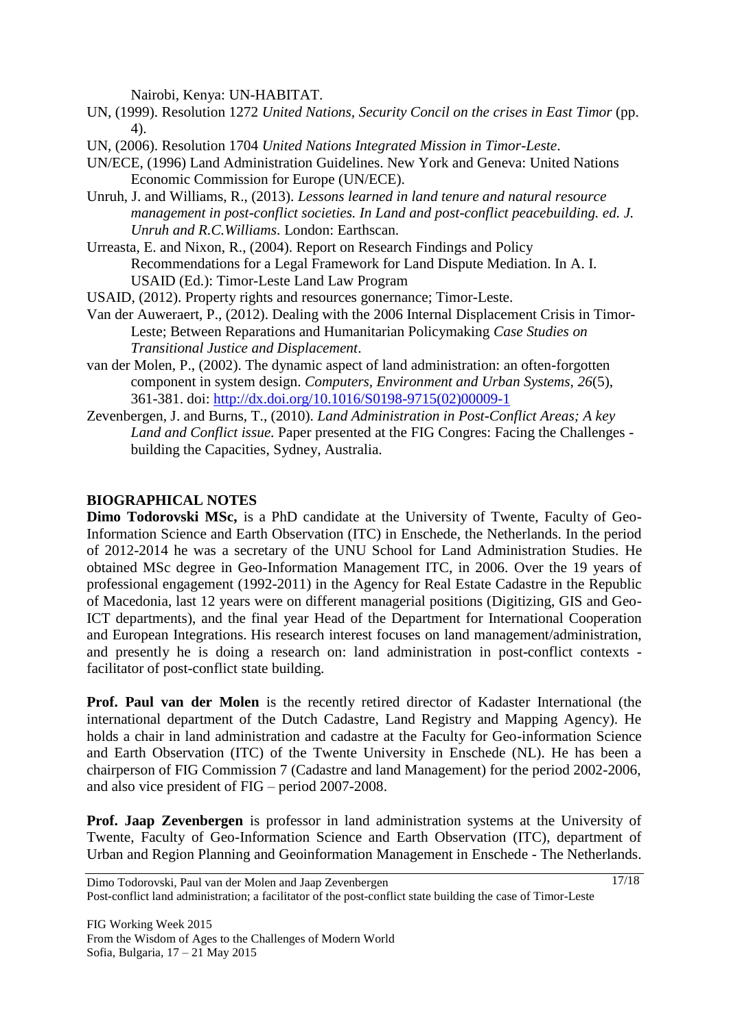Nairobi, Kenya: UN-HABITAT.

UN, (1999). Resolution 1272 *United Nations, Security Concil on the crises in East Timor* (pp. 4).

UN, (2006). Resolution 1704 *United Nations Integrated Mission in Timor-Leste*.

UN/ECE, (1996) Land Administration Guidelines. New York and Geneva: United Nations Economic Commission for Europe (UN/ECE).

Unruh, J. and Williams, R., (2013). *Lessons learned in land tenure and natural resource management in post-conflict societies. In Land and post-conflict peacebuilding. ed. J. Unruh and R.C.Williams*. London: Earthscan.

Urreasta, E. and Nixon, R., (2004). Report on Research Findings and Policy Recommendations for a Legal Framework for Land Dispute Mediation. In A. I. USAID (Ed.): Timor-Leste Land Law Program

USAID, (2012). Property rights and resources gonernance; Timor-Leste.

Van der Auweraert, P., (2012). Dealing with the 2006 Internal Displacement Crisis in Timor-Leste; Between Reparations and Humanitarian Policymaking *Case Studies on Transitional Justice and Displacement*.

van der Molen, P., (2002). The dynamic aspect of land administration: an often-forgotten component in system design. *Computers, Environment and Urban Systems, 26*(5), 361-381. doi: http://dx.doi.org/10.1016/S0198-9715(02)00009-1

Zevenbergen, J. and Burns, T., (2010). *Land Administration in Post-Conflict Areas; A key Land and Conflict issue.* Paper presented at the FIG Congres: Facing the Challenges - building the Capacities, Sydney, Australia.

## BIOGRAPHICAL NOTES

**Dimo Todorovski MSc,** is a PhD candidate at the University of Twente, Faculty of Geo-Information Science and Earth Observation (ITC) in Enschede, the Netherlands. In the period of 2012-2014 he was a secretary of the UNU School for Land Administration Studies. He obtained MSc degree in Geo-Information Management ITC, in 2006. Over the 19 years of professional engagement (1992-2011) in the Agency for Real Estate Cadastre in the Republic of Macedonia, last 12 years were on different managerial positions (Digitizing, GIS and Geo-ICT departments), and the final year Head of the Department for International Cooperation and European Integrations. His research interest focuses on land management/administration, and presently he is doing a research on: land administration in post-conflict contexts - facilitator of post-conflict state building.

**Prof. Paul van der Molen** is the recently retired director of Kadaster International (the international department of the Dutch Cadastre, Land Registry and Mapping Agency). He holds a chair in land administration and cadastre at the Faculty for Geo-information Science and Earth Observation (ITC) of the Twente University in Enschede (NL). He has been a chairperson of FIG Commission 7 (Cadastre and land Management) for the period 2002-2006, and also vice president of FIG – period 2007-2008.

**Prof. Jaap Zevenbergen** is professor in land administration systems at the University of Twente, Faculty of Geo-Information Science and Earth Observation (ITC), department of Urban and Region Planning and Geoinformation Management in Enschede - The Netherlands.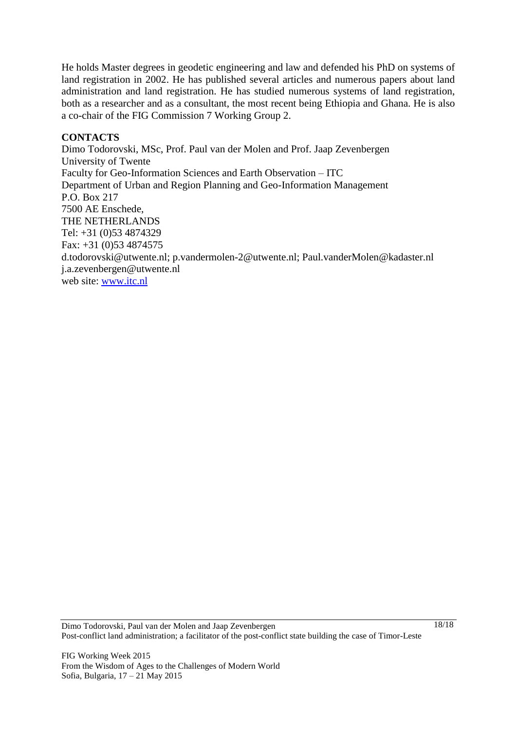He holds Master degrees in geodetic engineering and law and defended his PhD on systems of land registration in 2002. He has published several articles and numerous papers about land administration and land registration. He has studied numerous systems of land registration, both as a researcher and as a consultant, the most recent being Ethiopia and Ghana. He is also a co-chair of the FIG Commission 7 Working Group 2.

**CONTACTS**

Dimo Todorovski, MSc, Prof. Paul van der Molen and Prof. Jaap Zevenbergen
University of Twente
Faculty for Geo-Information Sciences and Earth Observation – ITC
Department of Urban and Region Planning and Geo-Information Management
P.O. Box 217
7500 AE Enschede,
THE NETHERLANDS
Tel: +31 (0)53 4874329
Fax: +31 (0)53 4874575
d.todorovski@utwente.nl; p.vandermolen-2@utwente.nl; Paul.vanderMolen@kadaster.nl
j.a.zevenbergen@utwente.nl
web site: [www.itc.nl](http://www.itc.nl)